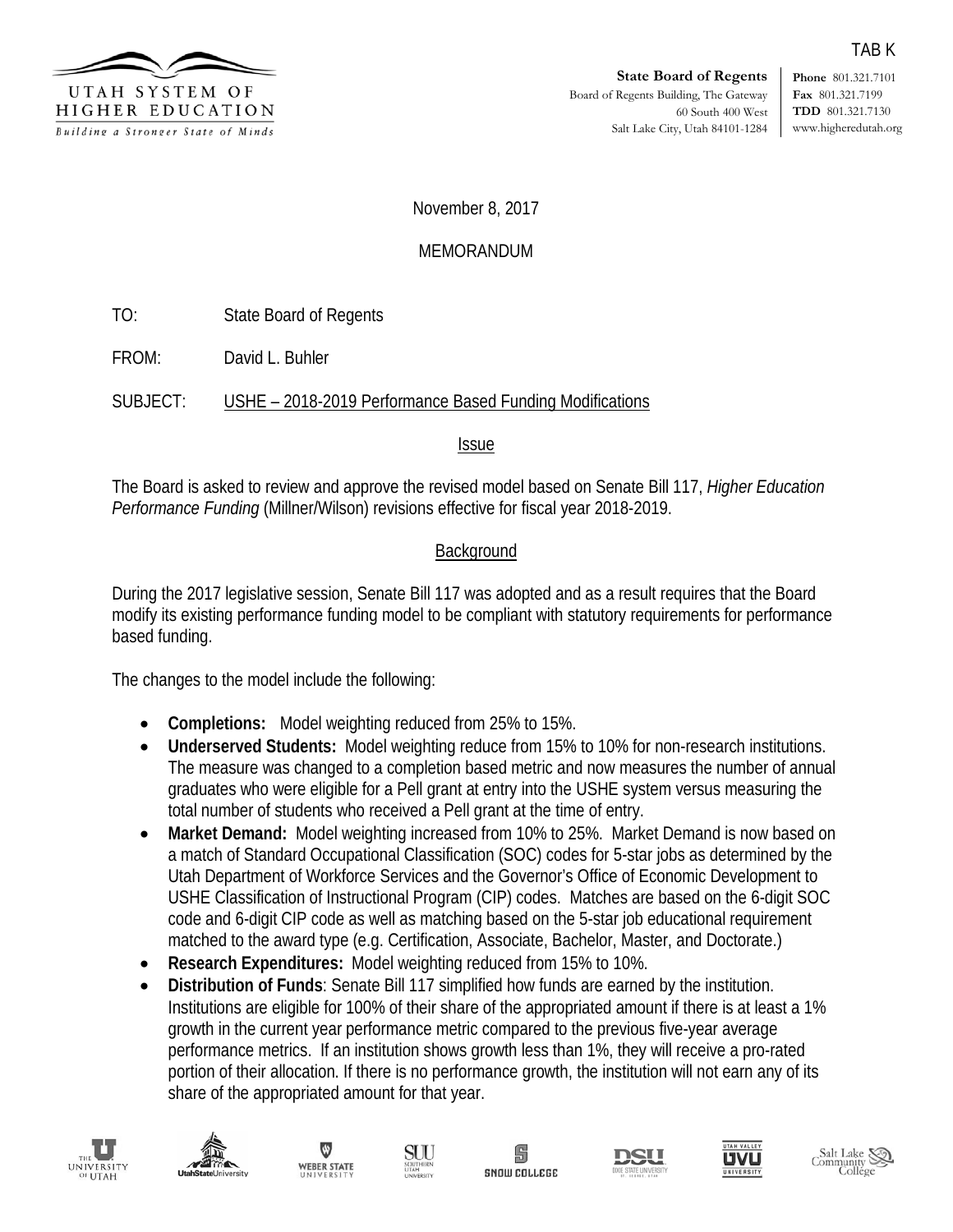TAB K

**UTAH SYSTEM OF HIGHER EDUCATION**
*Building a Stronger State of Minds*

**State Board of Regents**
Board of Regents Building, The Gateway
60 South 400 West
Salt Lake City, Utah 84101-1284

**Phone** 801.321.7101
**Fax** 801.321.7199
**TDD** 801.321.7130
www.higheredutah.org

November 8, 2017

MEMORANDUM

TO: State Board of Regents

FROM: David L. Buhler

SUBJECT: USHE – 2018-2019 Performance Based Funding Modifications

## Issue

The Board is asked to review and approve the revised model based on Senate Bill 117, *Higher Education Performance Funding* (Millner/Wilson) revisions effective for fiscal year 2018-2019.

## Background

During the 2017 legislative session, Senate Bill 117 was adopted and as a result requires that the Board modify its existing performance funding model to be compliant with statutory requirements for performance based funding.

The changes to the model include the following:

- **Completions:** Model weighting reduced from 25% to 15%.
- **Underserved Students:** Model weighting reduce from 15% to 10% for non-research institutions. The measure was changed to a completion based metric and now measures the number of annual graduates who were eligible for a Pell grant at entry into the USHE system versus measuring the total number of students who received a Pell grant at the time of entry.
- **Market Demand:** Model weighting increased from 10% to 25%. Market Demand is now based on a match of Standard Occupational Classification (SOC) codes for 5-star jobs as determined by the Utah Department of Workforce Services and the Governor's Office of Economic Development to USHE Classification of Instructional Program (CIP) codes. Matches are based on the 6-digit SOC code and 6-digit CIP code as well as matching based on the 5-star job educational requirement matched to the award type (e.g. Certification, Associate, Bachelor, Master, and Doctorate.)
- **Research Expenditures:** Model weighting reduced from 15% to 10%.
- **Distribution of Funds**: Senate Bill 117 simplified how funds are earned by the institution. Institutions are eligible for 100% of their share of the appropriated amount if there is at least a 1% growth in the current year performance metric compared to the previous five-year average performance metrics. If an institution shows growth less than 1%, they will receive a pro-rated portion of their allocation. If there is no performance growth, the institution will not earn any of its share of the appropriated amount for that year.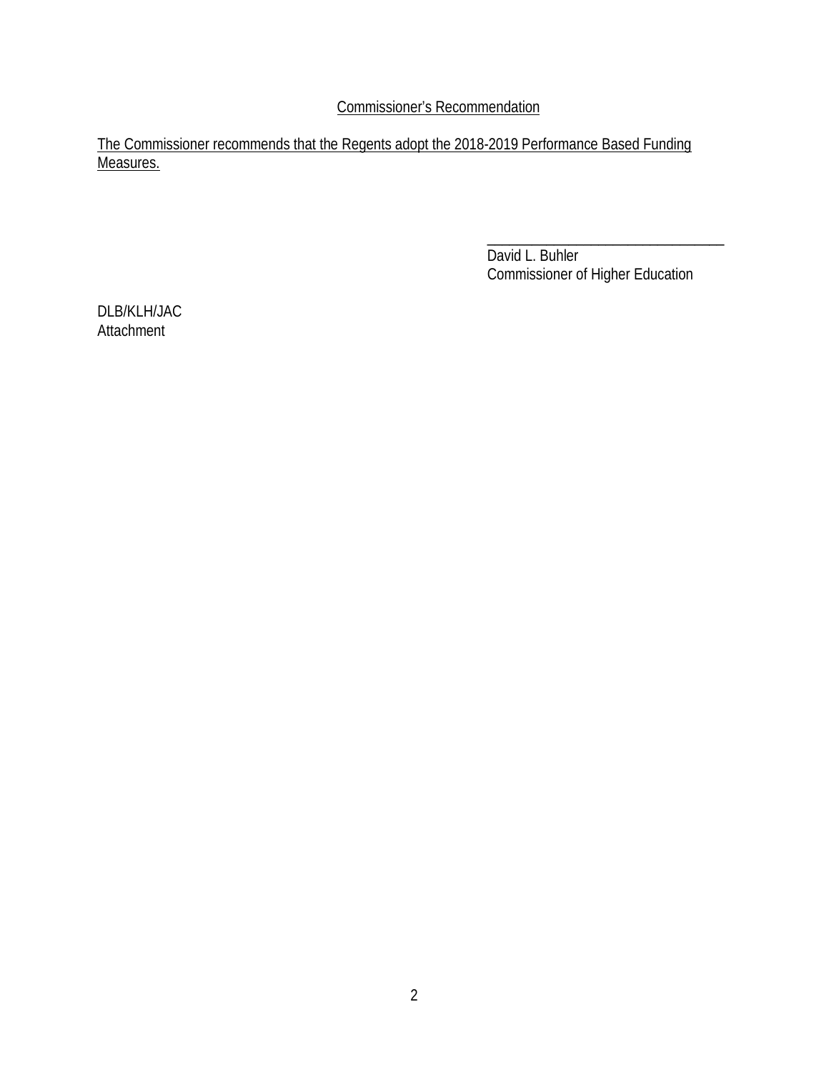<u>Commissioner's Recommendation</u>

<u>The Commissioner recommends that the Regents adopt the 2018-2019 Performance Based Funding Measures.</u>

\_\_\_\_\_\_\_\_\_\_\_\_\_\_\_\_\_\_\_\_\_\_\_\_\_\_\_\_\_\_\_\_\_\_
David L. Buhler
Commissioner of Higher Education

DLB/KLH/JAC
Attachment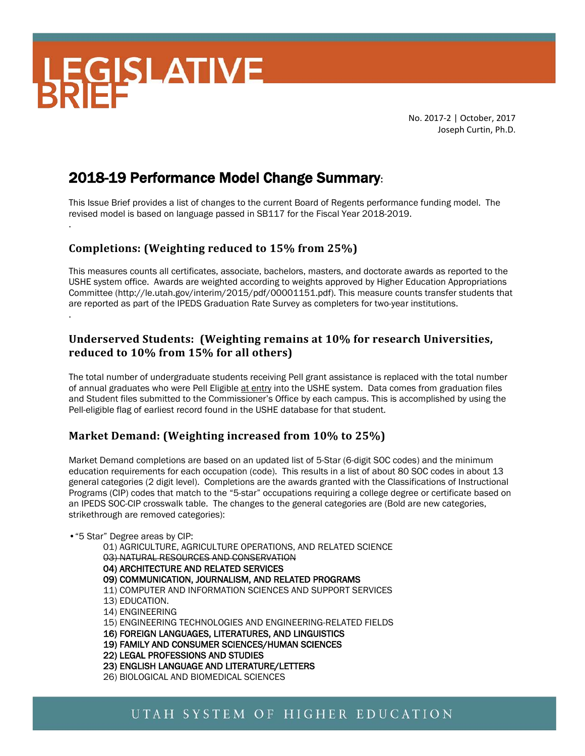# LEGISLATIVE BRIEF

No. 2017-2 | October, 2017
Joseph Curtin, Ph.D.

## 2018-19 Performance Model Change Summary:

This Issue Brief provides a list of changes to the current Board of Regents performance funding model. The revised model is based on language passed in SB117 for the Fiscal Year 2018-2019.

.

### Completions: (Weighting reduced to 15% from 25%)

This measures counts all certificates, associate, bachelors, masters, and doctorate awards as reported to the USHE system office. Awards are weighted according to weights approved by Higher Education Appropriations Committee (http://le.utah.gov/interim/2015/pdf/00001151.pdf). This measure counts transfer students that are reported as part of the IPEDS Graduation Rate Survey as completers for two-year institutions.

.

### Underserved Students: (Weighting remains at 10% for research Universities, reduced to 10% from 15% for all others)

The total number of undergraduate students receiving Pell grant assistance is replaced with the total number of annual graduates who were Pell Eligible at entry into the USHE system. Data comes from graduation files and Student files submitted to the Commissioner's Office by each campus. This is accomplished by using the Pell-eligible flag of earliest record found in the USHE database for that student.

### Market Demand: (Weighting increased from 10% to 25%)

Market Demand completions are based on an updated list of 5-Star (6-digit SOC codes) and the minimum education requirements for each occupation (code). This results in a list of about 80 SOC codes in about 13 general categories (2 digit level). Completions are the awards granted with the Classifications of Instructional Programs (CIP) codes that match to the "5-star" occupations requiring a college degree or certificate based on an IPEDS SOC-CIP crosswalk table. The changes to the general categories are (Bold are new categories, strikethrough are removed categories):

- "5 Star" Degree areas by CIP:
  - 01) AGRICULTURE, AGRICULTURE OPERATIONS, AND RELATED SCIENCE
  - ~~03) NATURAL RESOURCES AND CONSERVATION~~
  - **04) ARCHITECTURE AND RELATED SERVICES**
  - **09) COMMUNICATION, JOURNALISM, AND RELATED PROGRAMS**
  - 11) COMPUTER AND INFORMATION SCIENCES AND SUPPORT SERVICES
  - 13) EDUCATION.
  - 14) ENGINEERING
  - 15) ENGINEERING TECHNOLOGIES AND ENGINEERING-RELATED FIELDS
  - **16) FOREIGN LANGUAGES, LITERATURES, AND LINGUISTICS**
  - **19) FAMILY AND CONSUMER SCIENCES/HUMAN SCIENCES**
  - **22) LEGAL PROFESSIONS AND STUDIES**
  - **23) ENGLISH LANGUAGE AND LITERATURE/LETTERS**
  - 26) BIOLOGICAL AND BIOMEDICAL SCIENCES

UTAH SYSTEM OF HIGHER EDUCATION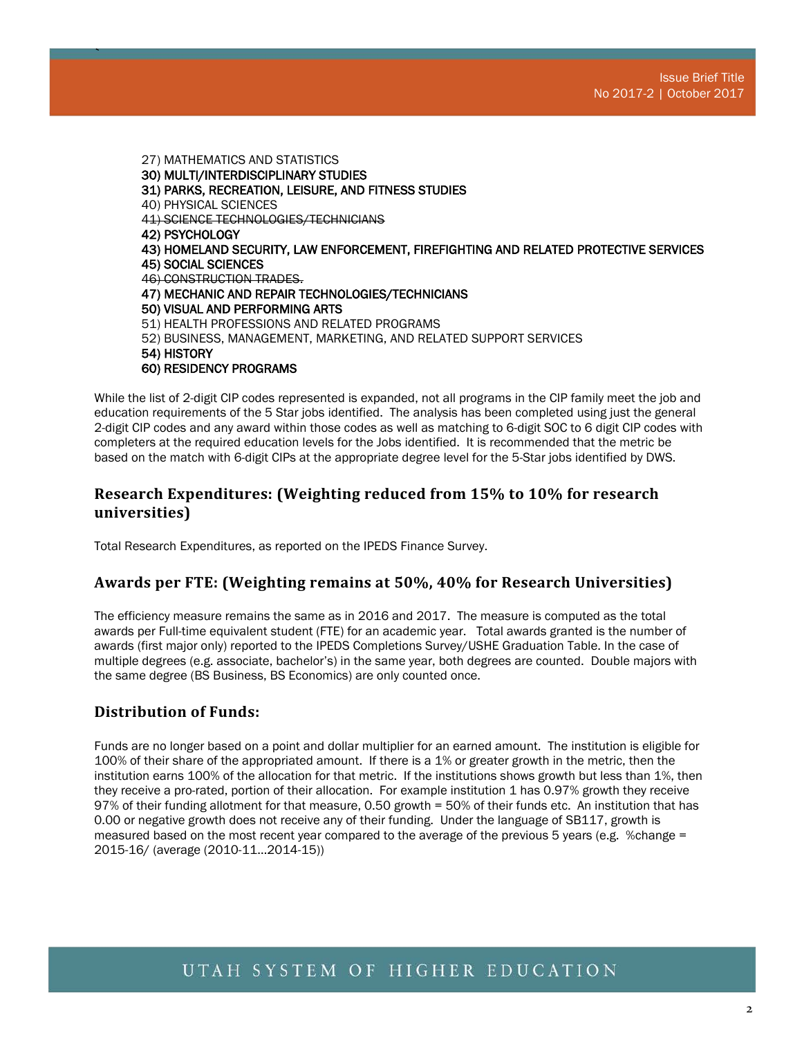27) MATHEMATICS AND STATISTICS
**30) MULTI/INTERDISCIPLINARY STUDIES**
**31) PARKS, RECREATION, LEISURE, AND FITNESS STUDIES**
40) PHYSICAL SCIENCES
~~41) SCIENCE TECHNOLOGIES/TECHNICIANS~~
**42) PSYCHOLOGY**
**43) HOMELAND SECURITY, LAW ENFORCEMENT, FIREFIGHTING AND RELATED PROTECTIVE SERVICES**
**45) SOCIAL SCIENCES**
~~46) CONSTRUCTION TRADES.~~
**47) MECHANIC AND REPAIR TECHNOLOGIES/TECHNICIANS**
**50) VISUAL AND PERFORMING ARTS**
51) HEALTH PROFESSIONS AND RELATED PROGRAMS
52) BUSINESS, MANAGEMENT, MARKETING, AND RELATED SUPPORT SERVICES
**54) HISTORY**
**60) RESIDENCY PROGRAMS**

While the list of 2-digit CIP codes represented is expanded, not all programs in the CIP family meet the job and education requirements of the 5 Star jobs identified. The analysis has been completed using just the general 2-digit CIP codes and any award within those codes as well as matching to 6-digit SOC to 6 digit CIP codes with completers at the required education levels for the Jobs identified. It is recommended that the metric be based on the match with 6-digit CIPs at the appropriate degree level for the 5-Star jobs identified by DWS.

## Research Expenditures: (Weighting reduced from 15% to 10% for research universities)

Total Research Expenditures, as reported on the IPEDS Finance Survey.

## Awards per FTE: (Weighting remains at 50%, 40% for Research Universities)

The efficiency measure remains the same as in 2016 and 2017. The measure is computed as the total awards per Full-time equivalent student (FTE) for an academic year. Total awards granted is the number of awards (first major only) reported to the IPEDS Completions Survey/USHE Graduation Table. In the case of multiple degrees (e.g. associate, bachelor's) in the same year, both degrees are counted. Double majors with the same degree (BS Business, BS Economics) are only counted once.

## Distribution of Funds:

Funds are no longer based on a point and dollar multiplier for an earned amount. The institution is eligible for 100% of their share of the appropriated amount. If there is a 1% or greater growth in the metric, then the institution earns 100% of the allocation for that metric. If the institutions shows growth but less than 1%, then they receive a pro-rated, portion of their allocation. For example institution 1 has 0.97% growth they receive 97% of their funding allotment for that measure, 0.50 growth = 50% of their funds etc. An institution that has 0.00 or negative growth does not receive any of their funding. Under the language of SB117, growth is measured based on the most recent year compared to the average of the previous 5 years (e.g. %change = 2015-16/ (average (2010-11…2014-15))